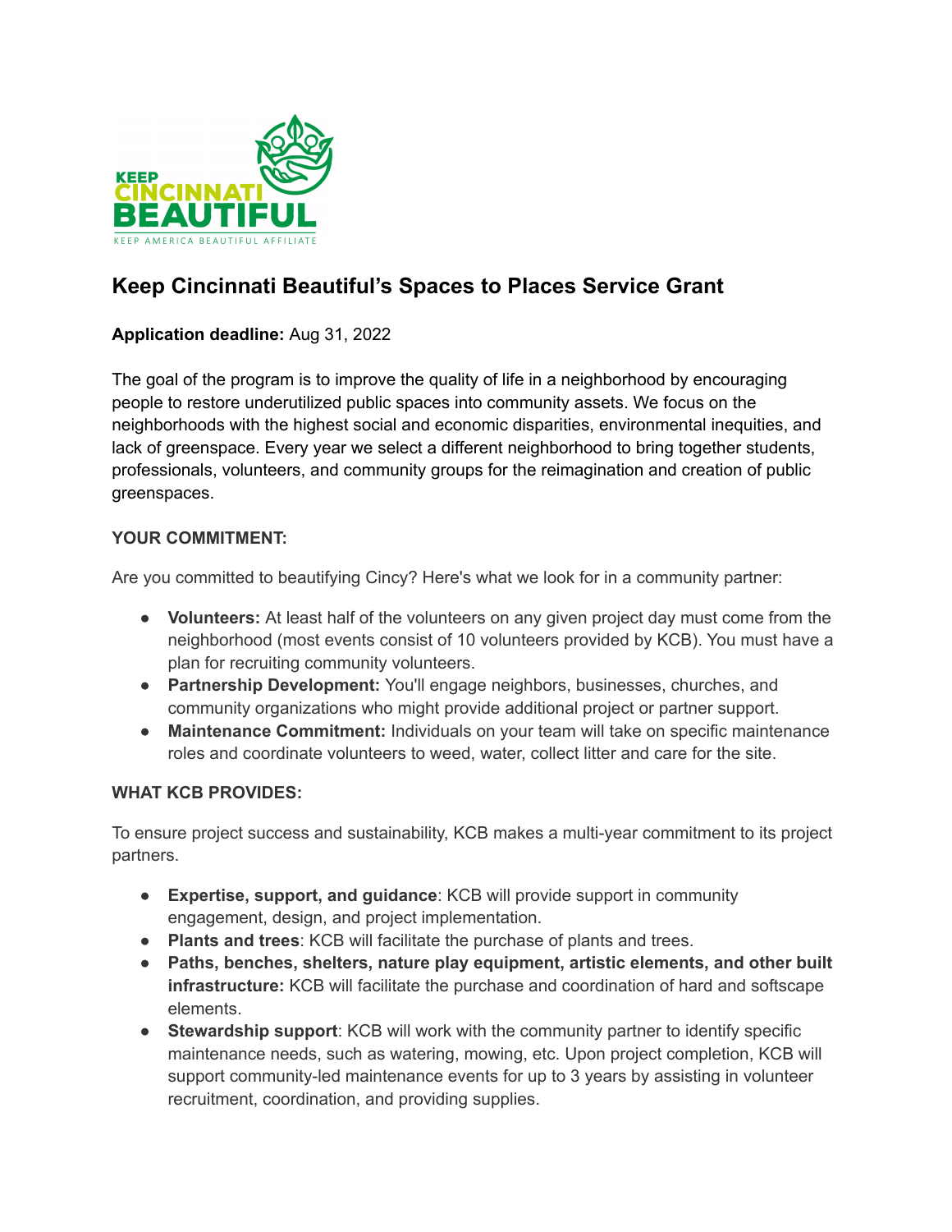# Keep Cincinnati Beautiful's Spaces to Places Service Grant

**Application deadline:** Aug 31, 2022

The goal of the program is to improve the quality of life in a neighborhood by encouraging people to restore underutilized public spaces into community assets. We focus on the neighborhoods with the highest social and economic disparities, environmental inequities, and lack of greenspace. Every year we select a different neighborhood to bring together students, professionals, volunteers, and community groups for the reimagination and creation of public greenspaces.

**YOUR COMMITMENT:**

Are you committed to beautifying Cincy? Here's what we look for in a community partner:

- **Volunteers:** At least half of the volunteers on any given project day must come from the neighborhood (most events consist of 10 volunteers provided by KCB). You must have a plan for recruiting community volunteers.
- **Partnership Development:** You'll engage neighbors, businesses, churches, and community organizations who might provide additional project or partner support.
- **Maintenance Commitment:** Individuals on your team will take on specific maintenance roles and coordinate volunteers to weed, water, collect litter and care for the site.

**WHAT KCB PROVIDES:**

To ensure project success and sustainability, KCB makes a multi-year commitment to its project partners.

- **Expertise, support, and guidance**: KCB will provide support in community engagement, design, and project implementation.
- **Plants and trees**: KCB will facilitate the purchase of plants and trees.
- **Paths, benches, shelters, nature play equipment, artistic elements, and other built infrastructure:** KCB will facilitate the purchase and coordination of hard and softscape elements.
- **Stewardship support**: KCB will work with the community partner to identify specific maintenance needs, such as watering, mowing, etc. Upon project completion, KCB will support community-led maintenance events for up to 3 years by assisting in volunteer recruitment, coordination, and providing supplies.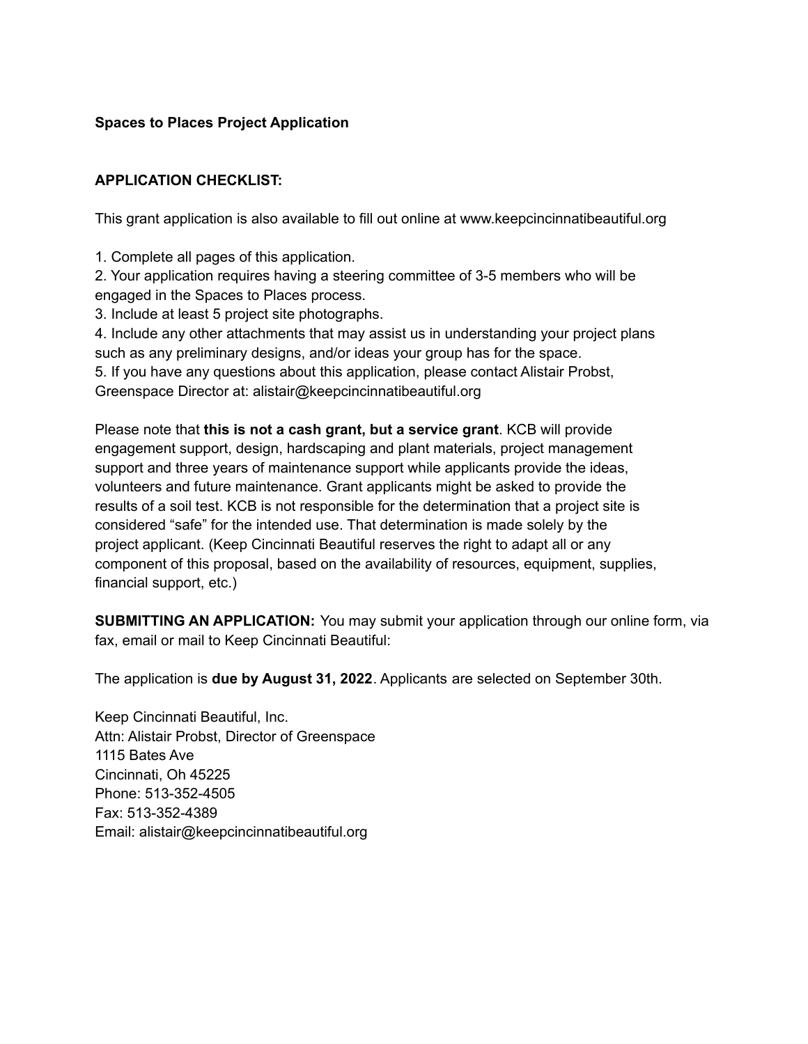**Spaces to Places Project Application**

**APPLICATION CHECKLIST:**

This grant application is also available to fill out online at www.keepcincinnatibeautiful.org

1. Complete all pages of this application.
2. Your application requires having a steering committee of 3-5 members who will be engaged in the Spaces to Places process.
3. Include at least 5 project site photographs.
4. Include any other attachments that may assist us in understanding your project plans such as any preliminary designs, and/or ideas your group has for the space.
5. If you have any questions about this application, please contact Alistair Probst, Greenspace Director at: alistair@keepcincinnatibeautiful.org

Please note that **this is not a cash grant, but a service grant**. KCB will provide engagement support, design, hardscaping and plant materials, project management support and three years of maintenance support while applicants provide the ideas, volunteers and future maintenance. Grant applicants might be asked to provide the results of a soil test. KCB is not responsible for the determination that a project site is considered "safe" for the intended use. That determination is made solely by the project applicant. (Keep Cincinnati Beautiful reserves the right to adapt all or any component of this proposal, based on the availability of resources, equipment, supplies, financial support, etc.)

**SUBMITTING AN APPLICATION:** You may submit your application through our online form, via fax, email or mail to Keep Cincinnati Beautiful:

The application is **due by August 31, 2022**. Applicants are selected on September 30th.

Keep Cincinnati Beautiful, Inc.
Attn: Alistair Probst, Director of Greenspace
1115 Bates Ave
Cincinnati, Oh 45225
Phone: 513-352-4505
Fax: 513-352-4389
Email: alistair@keepcincinnatibeautiful.org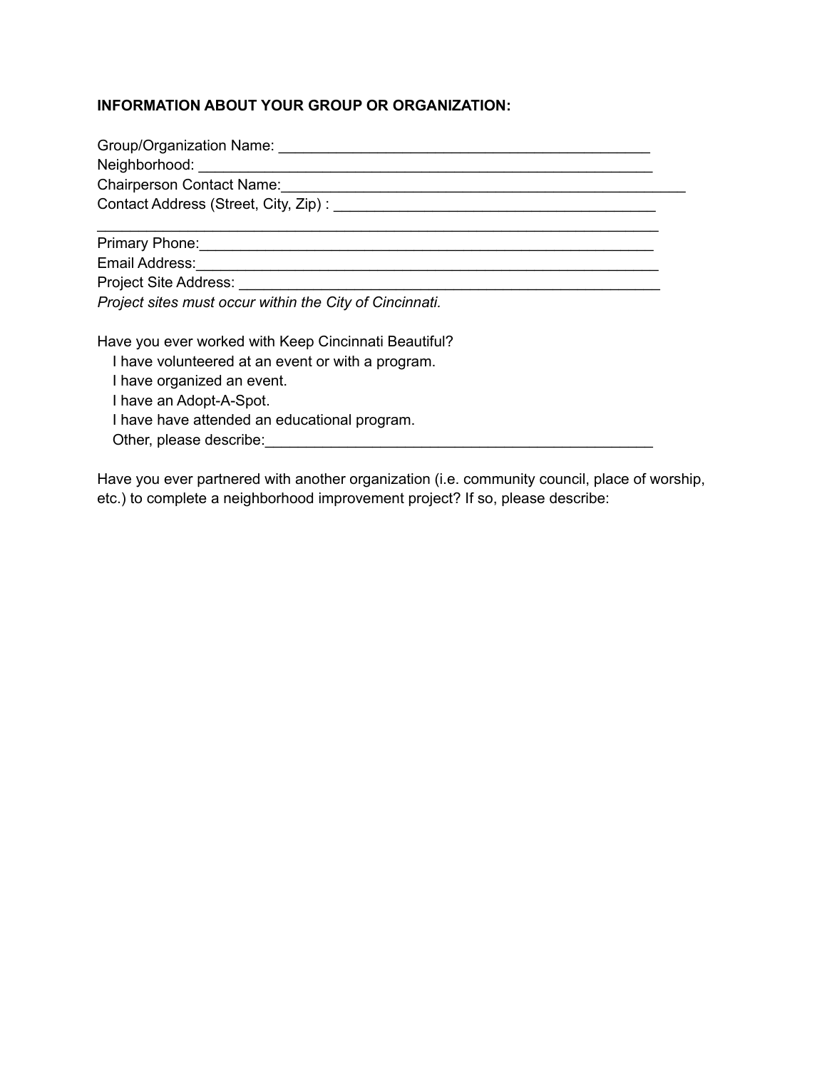**INFORMATION ABOUT YOUR GROUP OR ORGANIZATION:**

Group/Organization Name: ___________________________________________
Neighborhood: ____________________________________________________
Chairperson Contact Name:_________________________________________________
Contact Address (Street, City, Zip) : ____________________________________
____________________________________________________________________
Primary Phone:____________________________________________________
Email Address:____________________________________________________
Project Site Address: _______________________________________________
*Project sites must occur within the City of Cincinnati.*

Have you ever worked with Keep Cincinnati Beautiful?

- I have volunteered at an event or with a program.
- I have organized an event.
- I have an Adopt-A-Spot.
- I have have attended an educational program.
- Other, please describe:__________________________________________

Have you ever partnered with another organization (i.e. community council, place of worship, etc.) to complete a neighborhood improvement project? If so, please describe: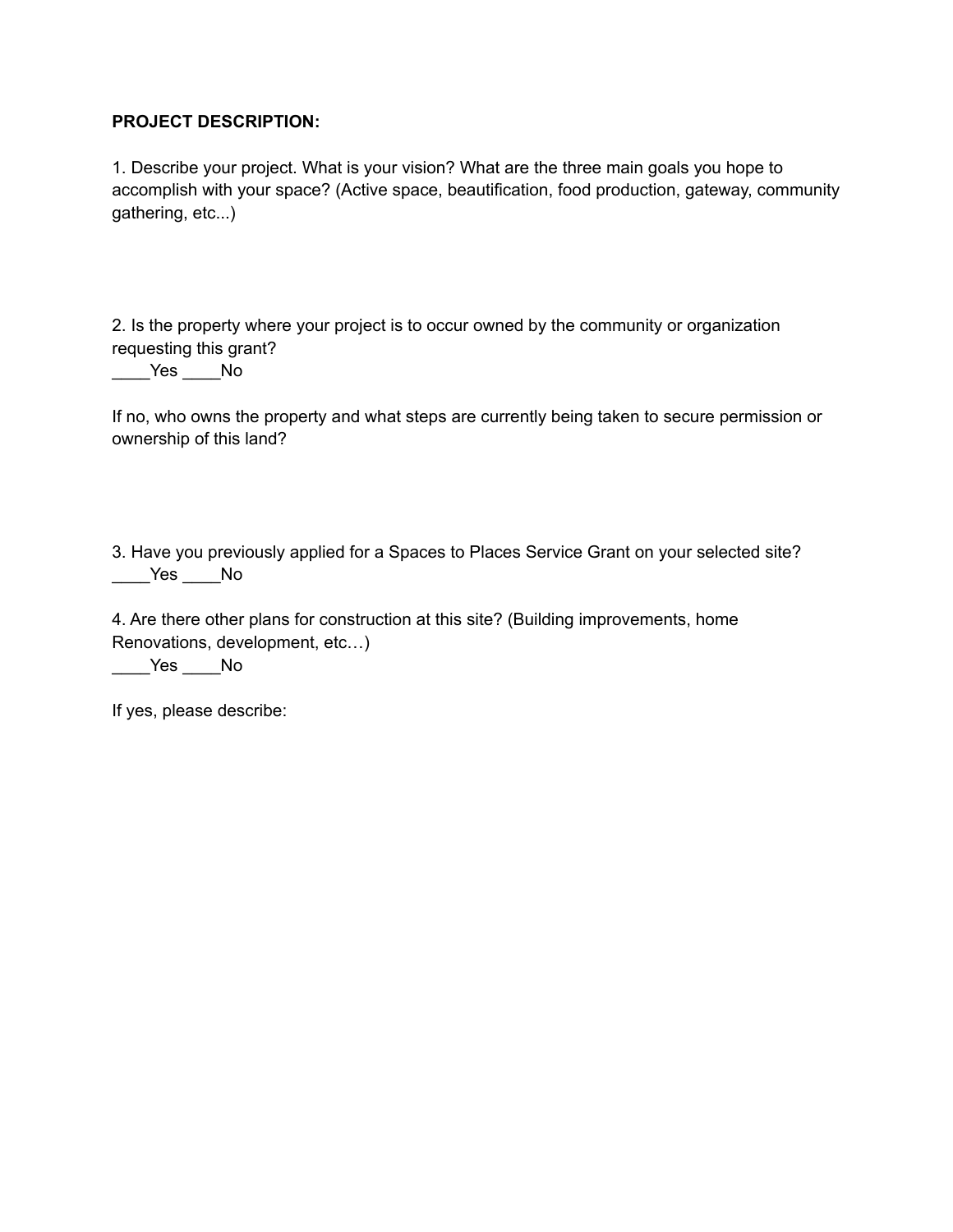**PROJECT DESCRIPTION:**

1. Describe your project. What is your vision? What are the three main goals you hope to accomplish with your space? (Active space, beautification, food production, gateway, community gathering, etc...)

2. Is the property where your project is to occur owned by the community or organization requesting this grant?
____Yes ____No

If no, who owns the property and what steps are currently being taken to secure permission or ownership of this land?

3. Have you previously applied for a Spaces to Places Service Grant on your selected site?
____Yes ____No

4. Are there other plans for construction at this site? (Building improvements, home Renovations, development, etc…)
____Yes ____No

If yes, please describe: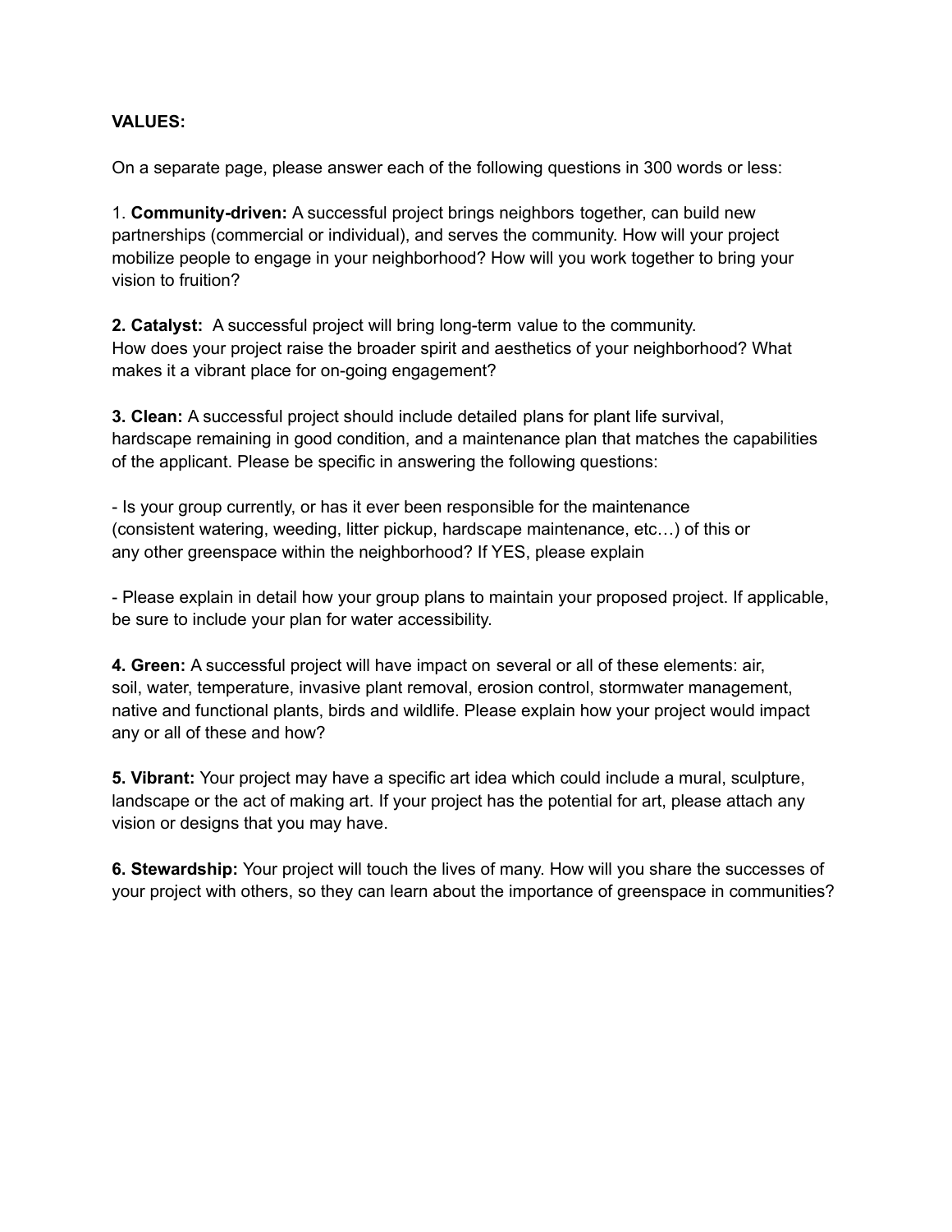**VALUES:**

On a separate page, please answer each of the following questions in 300 words or less:

1. **Community-driven:** A successful project brings neighbors together, can build new partnerships (commercial or individual), and serves the community. How will your project mobilize people to engage in your neighborhood? How will you work together to bring your vision to fruition?

**2. Catalyst:** A successful project will bring long-term value to the community. How does your project raise the broader spirit and aesthetics of your neighborhood? What makes it a vibrant place for on-going engagement?

**3. Clean:** A successful project should include detailed plans for plant life survival, hardscape remaining in good condition, and a maintenance plan that matches the capabilities of the applicant. Please be specific in answering the following questions:

- Is your group currently, or has it ever been responsible for the maintenance (consistent watering, weeding, litter pickup, hardscape maintenance, etc…) of this or any other greenspace within the neighborhood? If YES, please explain

- Please explain in detail how your group plans to maintain your proposed project. If applicable, be sure to include your plan for water accessibility.

**4. Green:** A successful project will have impact on several or all of these elements: air, soil, water, temperature, invasive plant removal, erosion control, stormwater management, native and functional plants, birds and wildlife. Please explain how your project would impact any or all of these and how?

**5. Vibrant:** Your project may have a specific art idea which could include a mural, sculpture, landscape or the act of making art. If your project has the potential for art, please attach any vision or designs that you may have.

**6. Stewardship:** Your project will touch the lives of many. How will you share the successes of your project with others, so they can learn about the importance of greenspace in communities?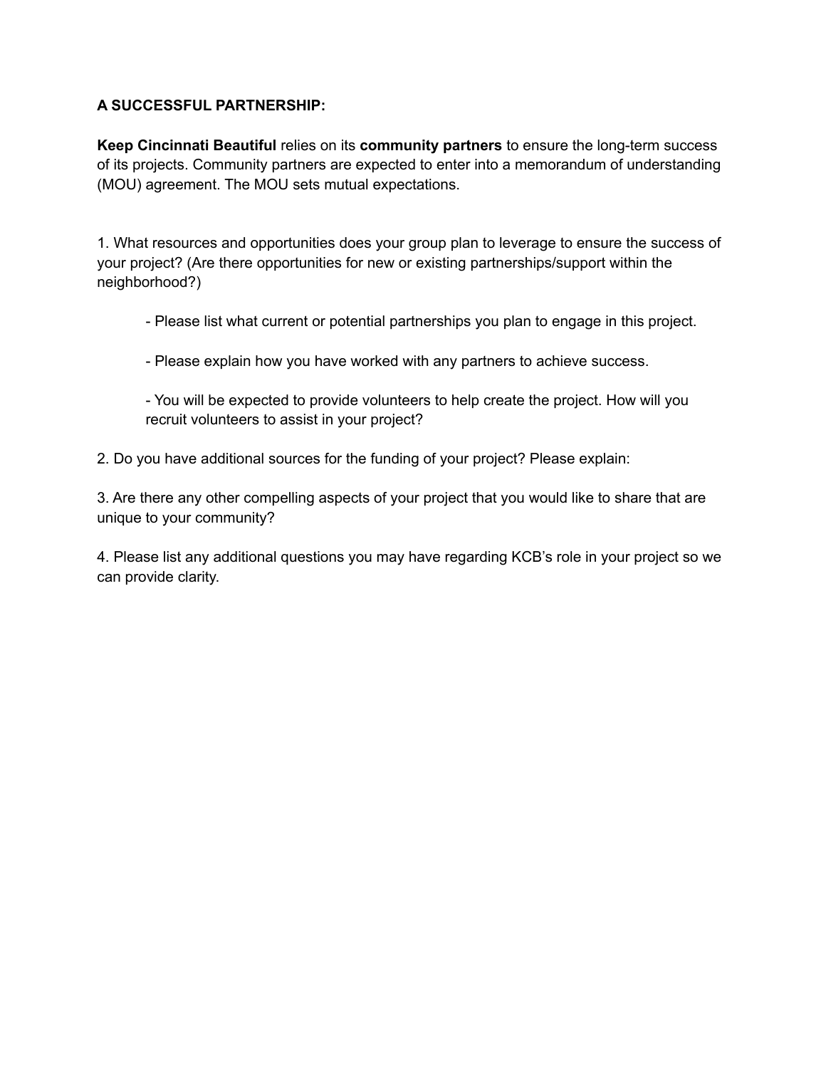**A SUCCESSFUL PARTNERSHIP:**

**Keep Cincinnati Beautiful** relies on its **community partners** to ensure the long-term success of its projects. Community partners are expected to enter into a memorandum of understanding (MOU) agreement. The MOU sets mutual expectations.

1. What resources and opportunities does your group plan to leverage to ensure the success of your project? (Are there opportunities for new or existing partnerships/support within the neighborhood?)

   - Please list what current or potential partnerships you plan to engage in this project.

   - Please explain how you have worked with any partners to achieve success.

   - You will be expected to provide volunteers to help create the project. How will you recruit volunteers to assist in your project?

2. Do you have additional sources for the funding of your project? Please explain:

3. Are there any other compelling aspects of your project that you would like to share that are unique to your community?

4. Please list any additional questions you may have regarding KCB's role in your project so we can provide clarity.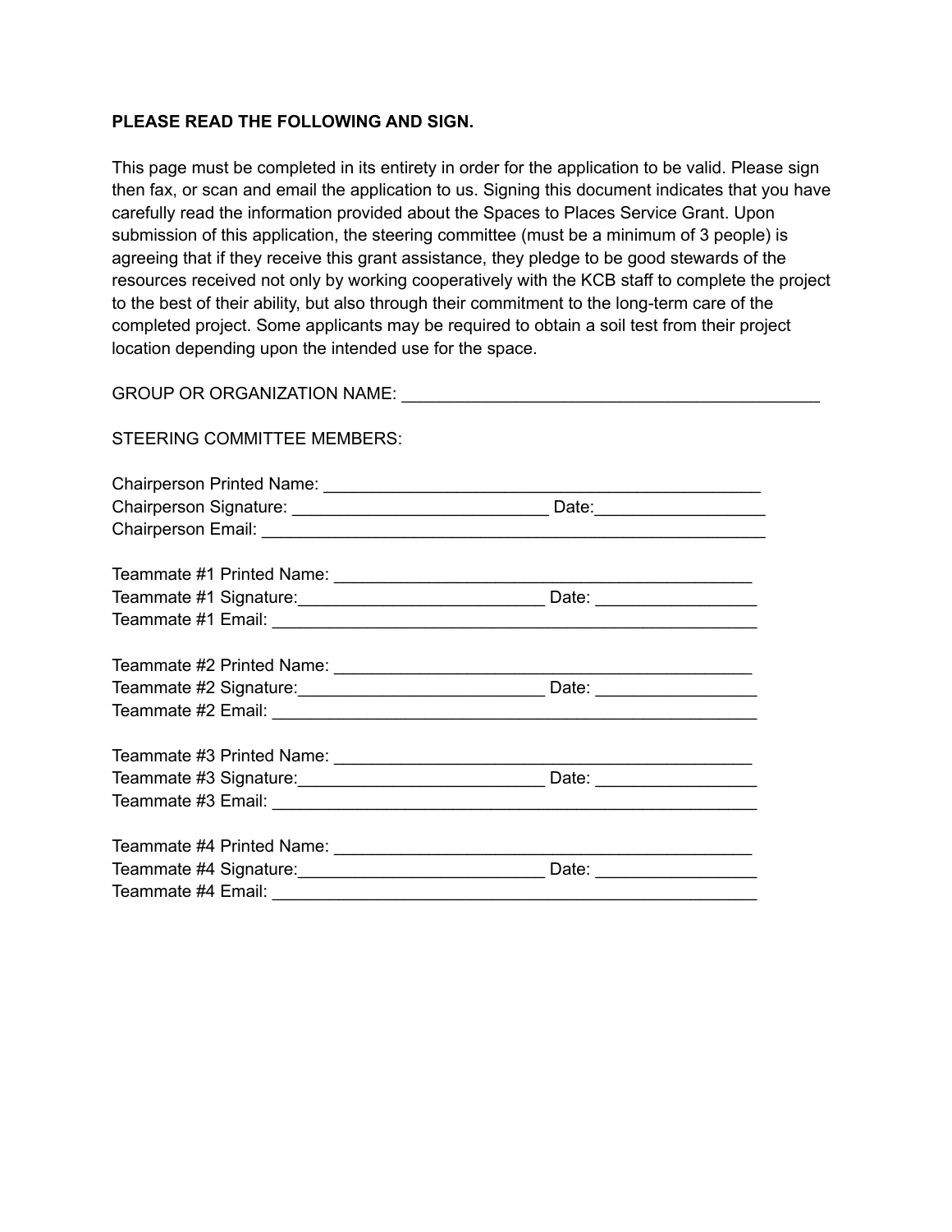**PLEASE READ THE FOLLOWING AND SIGN.**

This page must be completed in its entirety in order for the application to be valid. Please sign then fax, or scan and email the application to us. Signing this document indicates that you have carefully read the information provided about the Spaces to Places Service Grant. Upon submission of this application, the steering committee (must be a minimum of 3 people) is agreeing that if they receive this grant assistance, they pledge to be good stewards of the resources received not only by working cooperatively with the KCB staff to complete the project to the best of their ability, but also through their commitment to the long-term care of the completed project. Some applicants may be required to obtain a soil test from their project location depending upon the intended use for the space.

GROUP OR ORGANIZATION NAME: _______________________________________________

STEERING COMMITTEE MEMBERS:

Chairperson Printed Name: _______________________________________________
Chairperson Signature: ____________________________ Date:__________________
Chairperson Email: _______________________________________________________

Teammate #1 Printed Name: _____________________________________________
Teammate #1 Signature:___________________________ Date: _________________
Teammate #1 Email: ______________________________________________________

Teammate #2 Printed Name: _____________________________________________
Teammate #2 Signature:___________________________ Date: _________________
Teammate #2 Email: ______________________________________________________

Teammate #3 Printed Name: _____________________________________________
Teammate #3 Signature:___________________________ Date: _________________
Teammate #3 Email: ______________________________________________________

Teammate #4 Printed Name: _____________________________________________
Teammate #4 Signature:___________________________ Date: _________________
Teammate #4 Email: ______________________________________________________